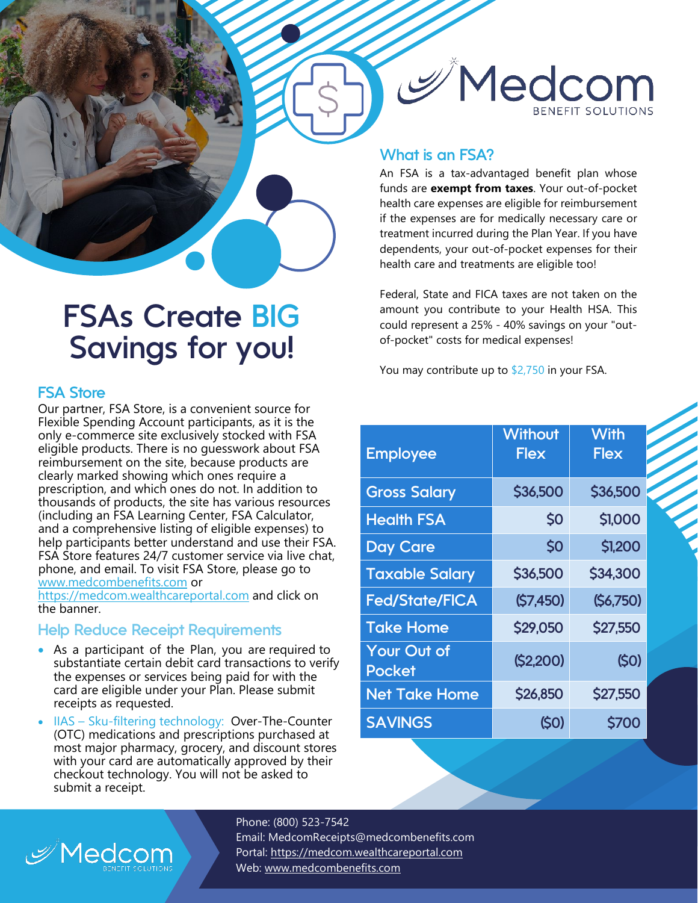# FSAs Create BIG Savings for you!

## What is an FSA?

An FSA is a tax-advantaged benefit plan whose funds are **exempt from taxes**. Your out-of-pocket health care expenses are eligible for reimbursement if the expenses are for medically necessary care or treatment incurred during the Plan Year. If you have dependents, your out-of-pocket expenses for their health care and treatments are eligible too!

Federal, State and FICA taxes are not taken on the amount you contribute to your Health HSA. This could represent a 25% - 40% savings on your "out-of-pocket" costs for medical expenses!

You may contribute up to $2,750 in your FSA.

## FSA Store

Our partner, FSA Store, is a convenient source for Flexible Spending Account participants, as it is the only e-commerce site exclusively stocked with FSA eligible products. There is no guesswork about FSA reimbursement on the site, because products are clearly marked showing which ones require a prescription, and which ones do not. In addition to thousands of products, the site has various resources (including an FSA Learning Center, FSA Calculator, and a comprehensive listing of eligible expenses) to help participants better understand and use their FSA. FSA Store features 24/7 customer service via live chat, phone, and email. To visit FSA Store, please go to www.medcombenefits.com or https://medcom.wealthcareportal.com and click on the banner.

| Employee | Without Flex | With Flex |
|---|---|---|
| Gross Salary | $36,500 | $36,500 |
| Health FSA | $0 | $1,000 |
| Day Care | $0 | $1,200 |
| Taxable Salary | $36,500 | $34,300 |
| Fed/State/FICA | ($7,450) | ($6,750) |
| Take Home | $29,050 | $27,550 |
| Your Out of Pocket | ($2,200) | ($0) |
| Net Take Home | $26,850 | $27,550 |
| SAVINGS | ($0) | $700 |

## Help Reduce Receipt Requirements

- As a participant of the Plan, you are required to substantiate certain debit card transactions to verify the expenses or services being paid for with the card are eligible under your Plan. Please submit receipts as requested.
- IIAS – Sku-filtering technology: Over-The-Counter (OTC) medications and prescriptions purchased at most major pharmacy, grocery, and discount stores with your card are automatically approved by their checkout technology. You will not be asked to submit a receipt.

Phone: (800) 523-7542
Email: MedcomReceipts@medcombenefits.com
Portal: https://medcom.wealthcareportal.com
Web: www.medcombenefits.com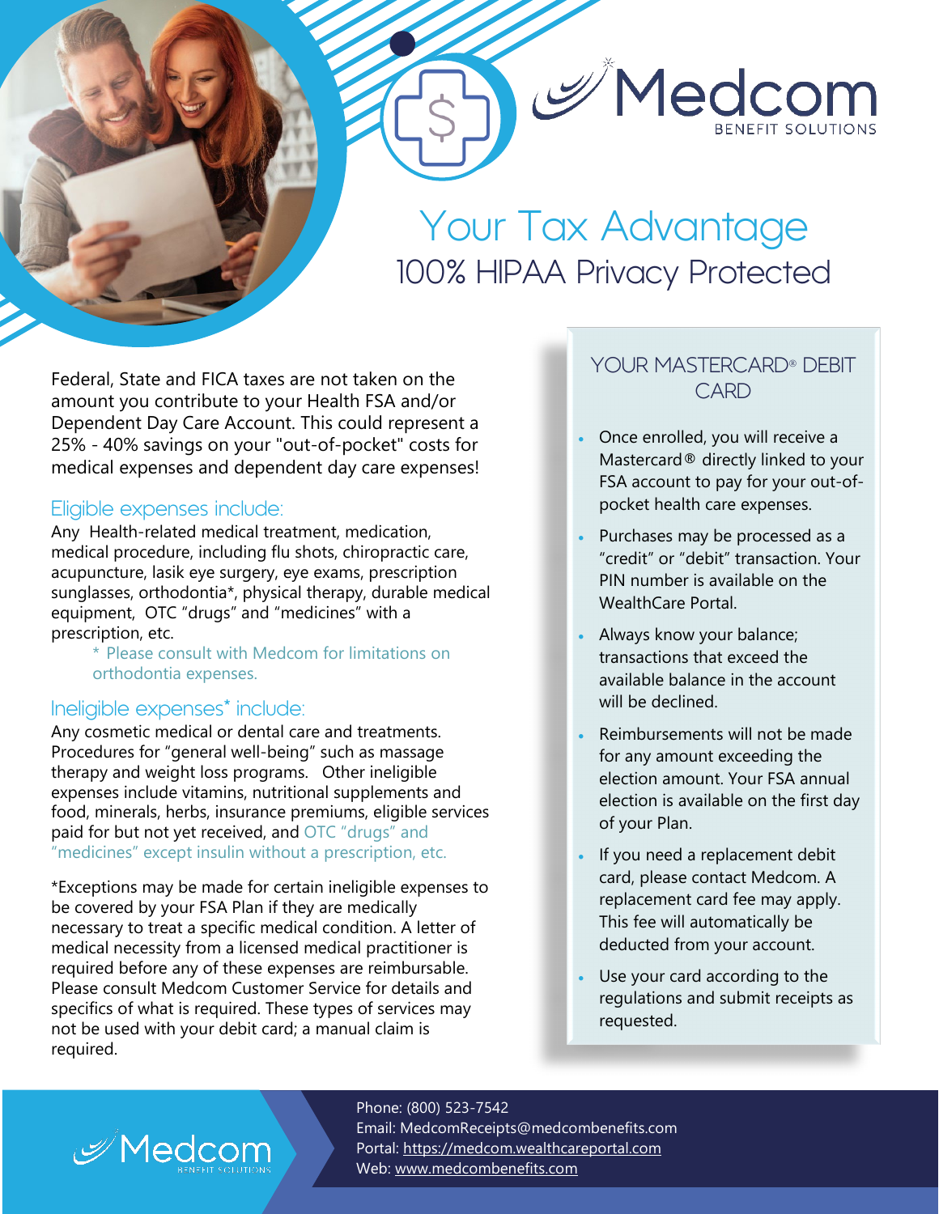# Your Tax Advantage

## 100% HIPAA Privacy Protected

Federal, State and FICA taxes are not taken on the amount you contribute to your Health FSA and/or Dependent Day Care Account. This could represent a 25% - 40% savings on your "out-of-pocket" costs for medical expenses and dependent day care expenses!

### Eligible expenses include:

Any Health-related medical treatment, medication, medical procedure, including flu shots, chiropractic care, acupuncture, lasik eye surgery, eye exams, prescription sunglasses, orthodontia*, physical therapy, durable medical equipment, OTC "drugs" and "medicines" with a prescription, etc.

> * Please consult with Medcom for limitations on orthodontia expenses.

### Ineligible expenses* include:

Any cosmetic medical or dental care and treatments. Procedures for "general well-being" such as massage therapy and weight loss programs. Other ineligible expenses include vitamins, nutritional supplements and food, minerals, herbs, insurance premiums, eligible services paid for but not yet received, and OTC "drugs" and "medicines" except insulin without a prescription, etc.

*Exceptions may be made for certain ineligible expenses to be covered by your FSA Plan if they are medically necessary to treat a specific medical condition. A letter of medical necessity from a licensed medical practitioner is required before any of these expenses are reimbursable. Please consult Medcom Customer Service for details and specifics of what is required. These types of services may not be used with your debit card; a manual claim is required.

### YOUR MASTERCARD® DEBIT CARD

- Once enrolled, you will receive a Mastercard® directly linked to your FSA account to pay for your out-of-pocket health care expenses.
- Purchases may be processed as a "credit" or "debit" transaction. Your PIN number is available on the WealthCare Portal.
- Always know your balance; transactions that exceed the available balance in the account will be declined.
- Reimbursements will not be made for any amount exceeding the election amount. Your FSA annual election is available on the first day of your Plan.
- If you need a replacement debit card, please contact Medcom. A replacement card fee may apply. This fee will automatically be deducted from your account.
- Use your card according to the regulations and submit receipts as requested.

Medcom BENEFIT SOLUTIONS

Phone: (800) 523-7542
Email: MedcomReceipts@medcombenefits.com
Portal: https://medcom.wealthcareportal.com
Web: www.medcombenefits.com